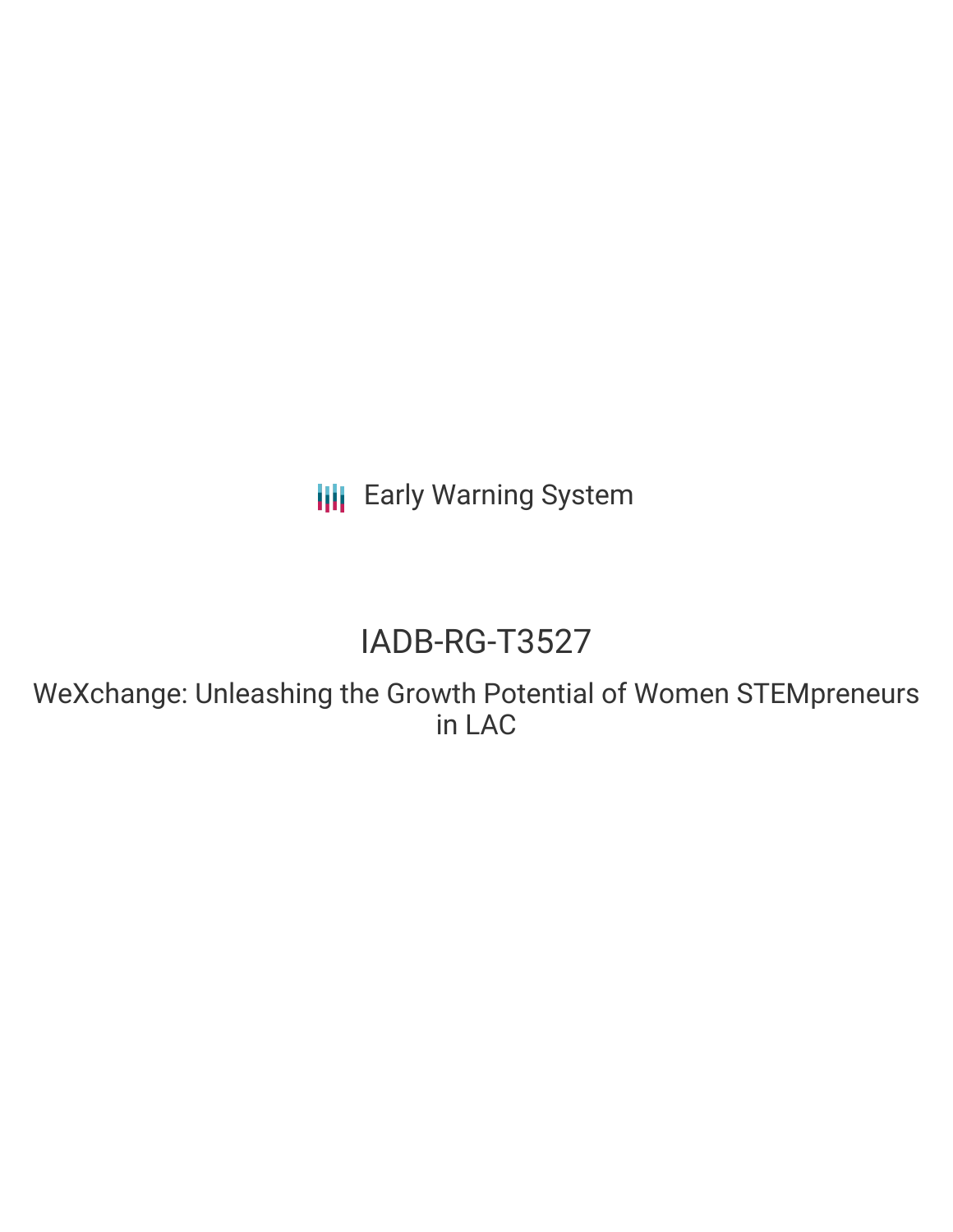Early Warning System

# IADB-RG-T3527

## WeXchange: Unleashing the Growth Potential of Women STEMpreneurs in LAC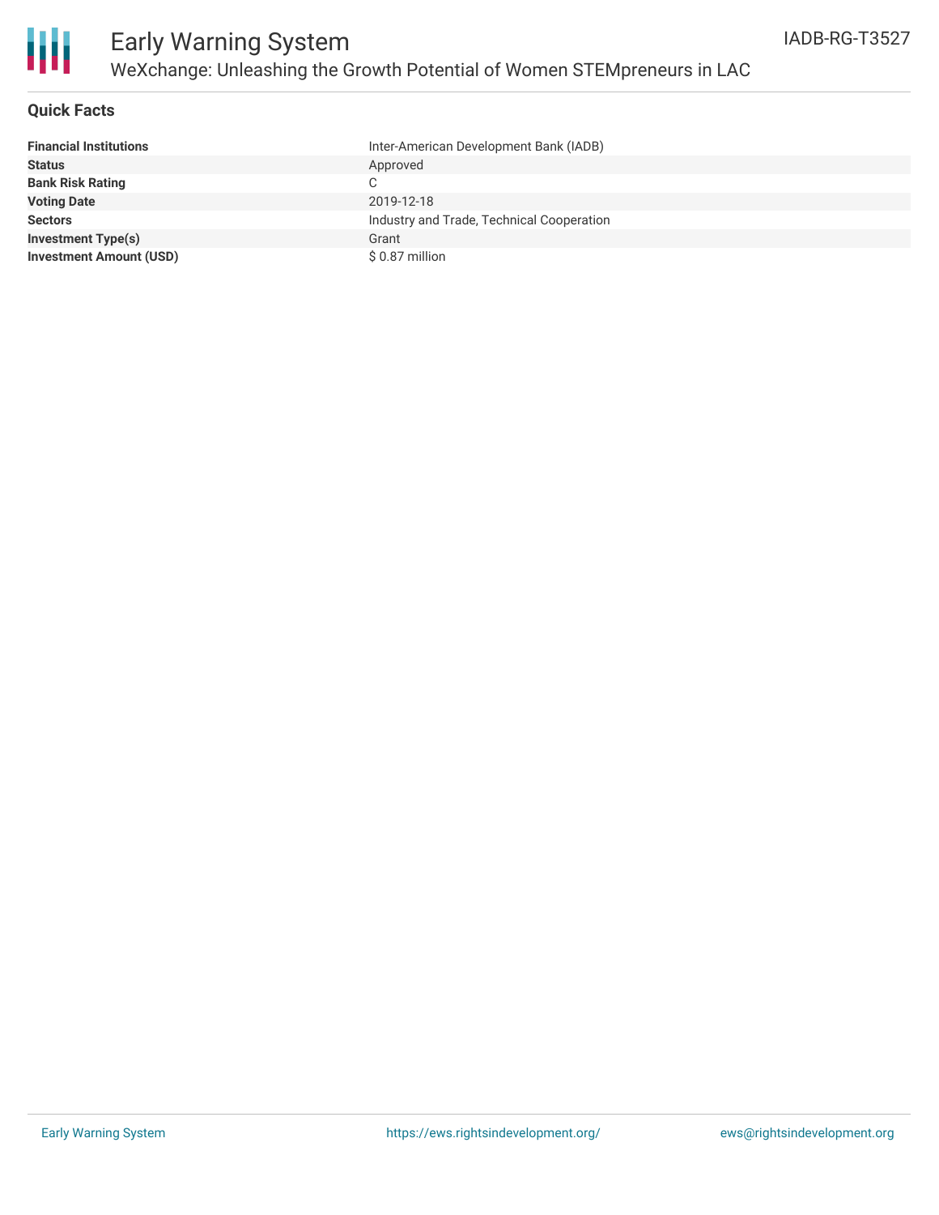# Early Warning System

## WeXchange: Unleashing the Growth Potential of Women STEMpreneurs in LAC

IADB-RG-T3527

### Quick Facts

| | |
|---|---|
| **Financial Institutions** | Inter-American Development Bank (IADB) |
| **Status** | Approved |
| **Bank Risk Rating** | C |
| **Voting Date** | 2019-12-18 |
| **Sectors** | Industry and Trade, Technical Cooperation |
| **Investment Type(s)** | Grant |
| **Investment Amount (USD)** | $ 0.87 million |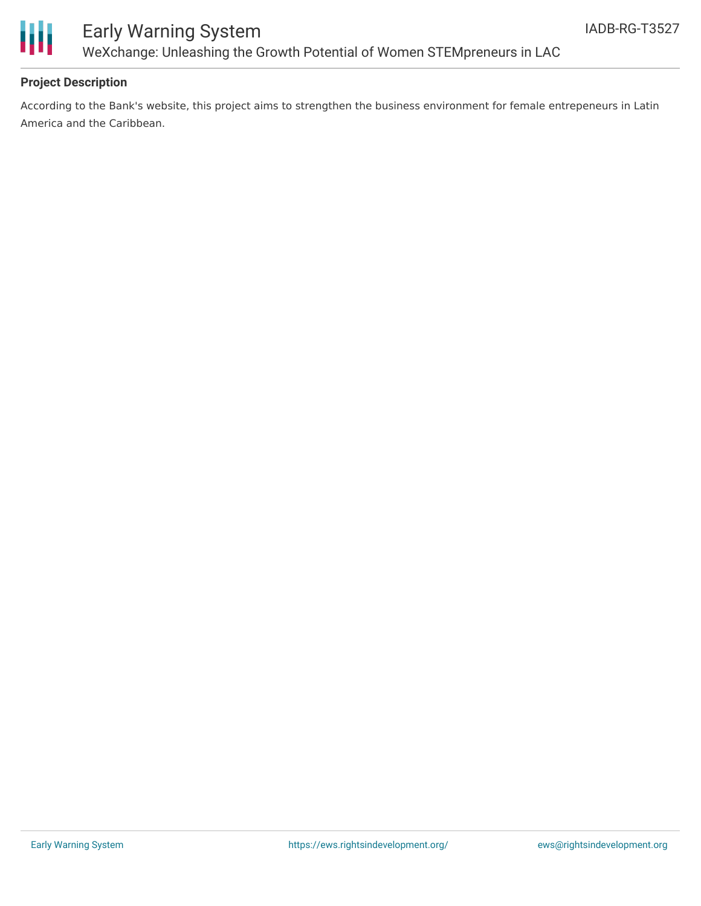## Project Description

According to the Bank's website, this project aims to strengthen the business environment for female entrepeneurs in Latin America and the Caribbean.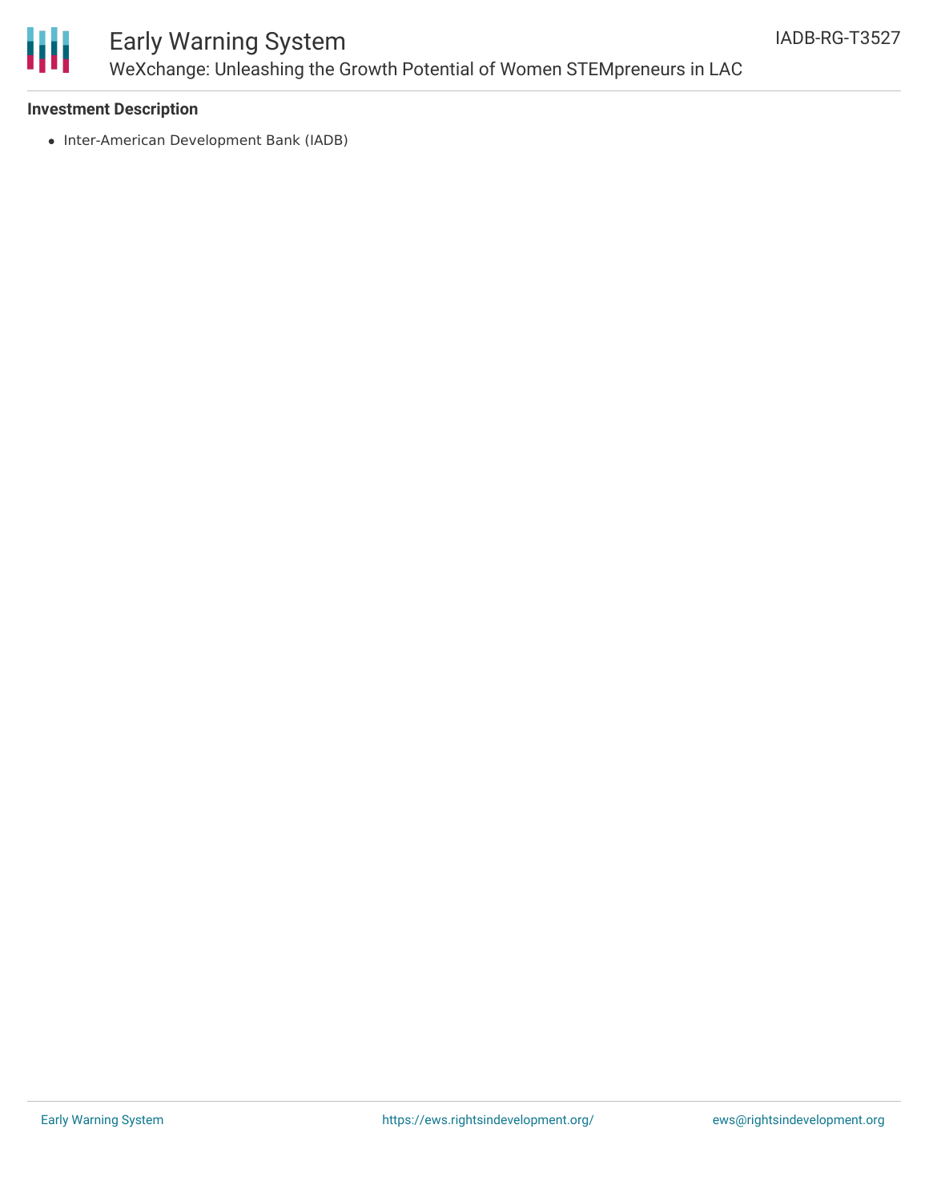**Investment Description**

- Inter-American Development Bank (IADB)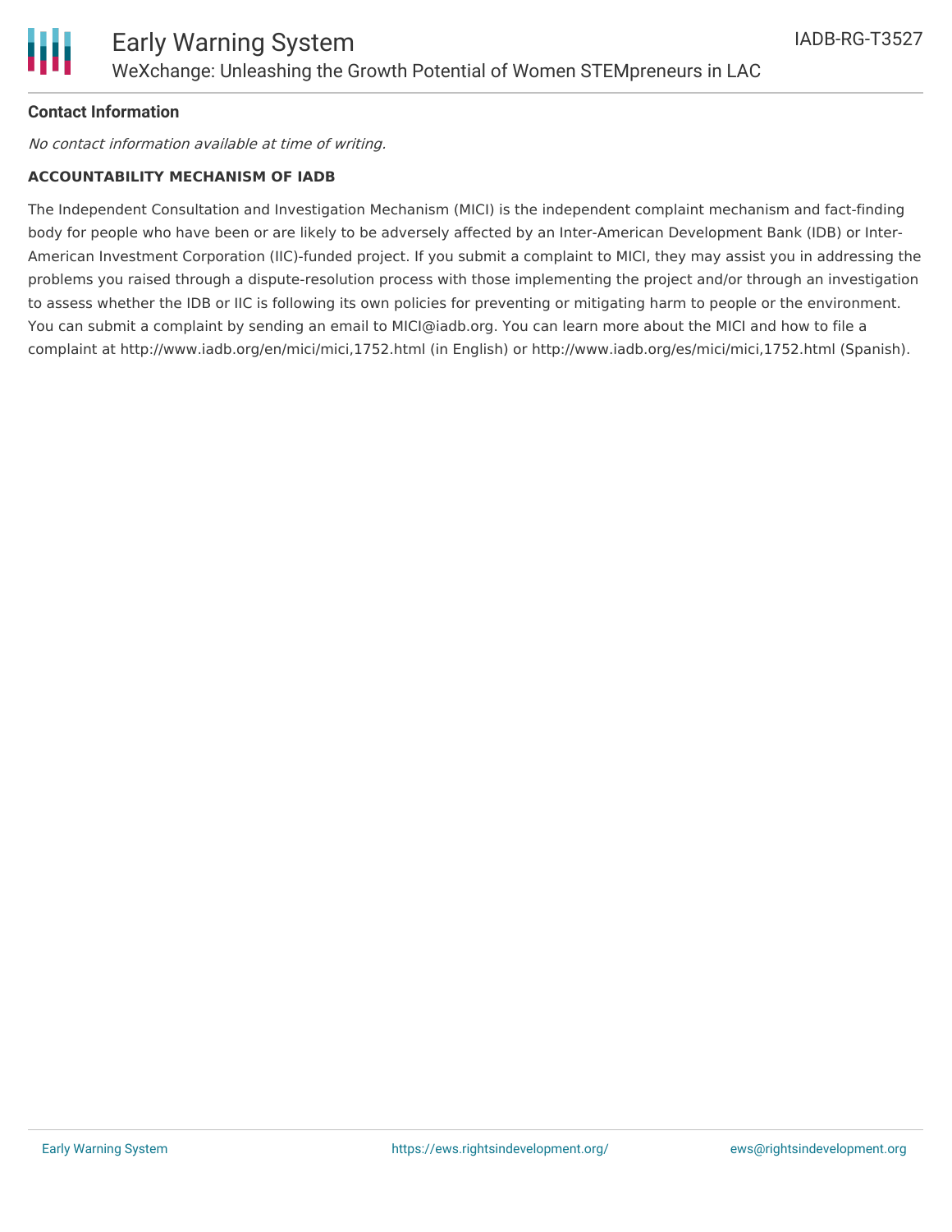## Contact Information

*No contact information available at time of writing.*

**ACCOUNTABILITY MECHANISM OF IADB**

The Independent Consultation and Investigation Mechanism (MICI) is the independent complaint mechanism and fact-finding body for people who have been or are likely to be adversely affected by an Inter-American Development Bank (IDB) or Inter-American Investment Corporation (IIC)-funded project. If you submit a complaint to MICI, they may assist you in addressing the problems you raised through a dispute-resolution process with those implementing the project and/or through an investigation to assess whether the IDB or IIC is following its own policies for preventing or mitigating harm to people or the environment. You can submit a complaint by sending an email to MICI@iadb.org. You can learn more about the MICI and how to file a complaint at http://www.iadb.org/en/mici/mici,1752.html (in English) or http://www.iadb.org/es/mici/mici,1752.html (Spanish).